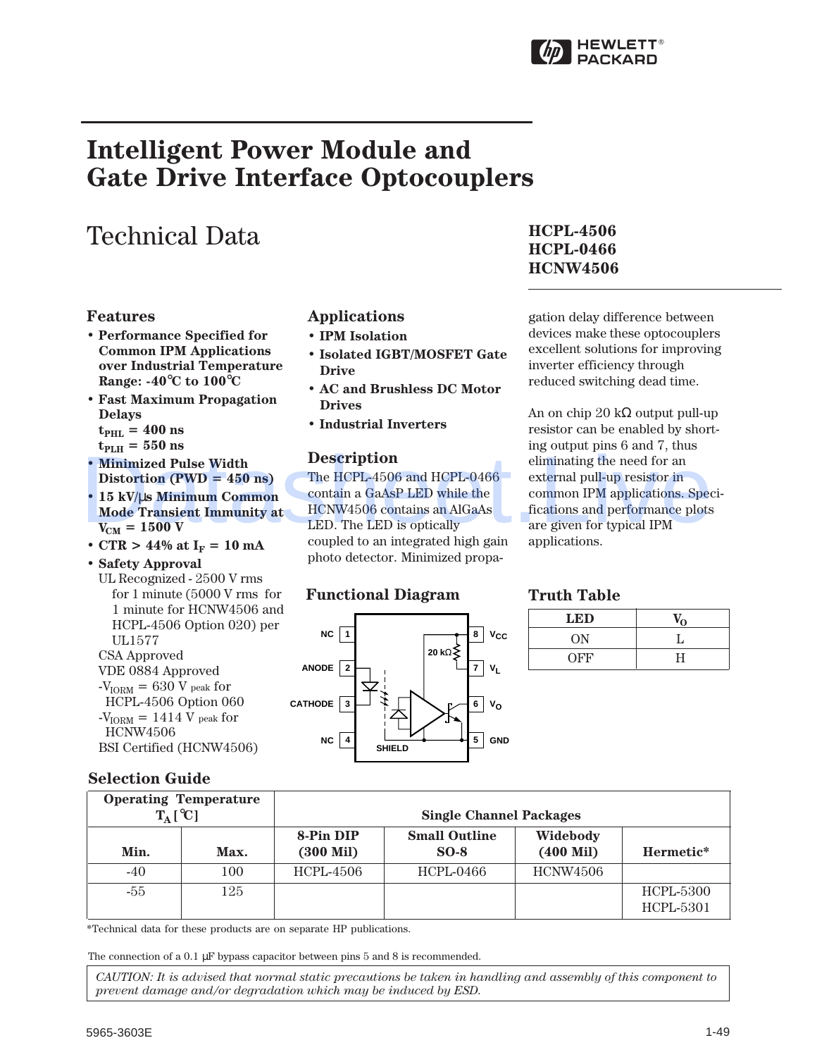# Intelligent Power Module and Gate Drive Interface Optocouplers

## Technical Data

**HCPL-4506**
**HCPL-0466**
**HCNW4506**

### Features

- **Performance Specified for Common IPM Applications over Industrial Temperature Range: -40°C to 100°C**
- **Fast Maximum Propagation Delays**
  **$t_{PHL}$ = 400 ns**
  **$t_{PLH}$ = 550 ns**
- **Minimized Pulse Width Distortion (PWD = 450 ns)**
- **15 kV/µs Minimum Common Mode Transient Immunity at $V_{CM}$ = 1500 V**
- **CTR > 44% at $I_F$ = 10 mA**
- **Safety Approval**
  UL Recognized - 2500 V rms for 1 minute (5000 V rms for 1 minute for HCNW4506 and HCPL-4506 Option 020) per UL1577
  CSA Approved
  VDE 0884 Approved
  -$V_{IORM}$ = 630 V peak for HCPL-4506 Option 060
  -$V_{IORM}$ = 1414 V peak for HCNW4506
  BSI Certified (HCNW4506)

### Applications

- **IPM Isolation**
- **Isolated IGBT/MOSFET Gate Drive**
- **AC and Brushless DC Motor Drives**
- **Industrial Inverters**

### Description

The HCPL-4506 and HCPL-0466 contain a GaAsP LED while the HCNW4506 contains an AlGaAs LED. The LED is optically coupled to an integrated high gain photo detector. Minimized propagation delay difference between devices make these optocouplers excellent solutions for improving inverter efficiency through reduced switching dead time.

An on chip 20 kΩ output pull-up resistor can be enabled by shorting output pins 6 and 7, thus eliminating the need for an external pull-up resistor in common IPM applications. Specifications and performance plots are given for typical IPM applications.

### Functional Diagram

NC 1, ANODE 2, CATHODE 3, NC 4, SHIELD, GND 5, $V_O$ 6, $V_L$ 7, $V_{CC}$ 8, 20 kΩ

### Truth Table

| LED | $V_O$ |
|---|---|
| ON | L |
| OFF | H |

### Selection Guide

| Operating Temperature $T_A$ [°C] | | Single Channel Packages | | | |
|---|---|---|---|---|---|
| Min. | Max. | 8-Pin DIP (300 Mil) | Small Outline SO-8 | Widebody (400 Mil) | Hermetic* |
| -40 | 100 | HCPL-4506 | HCPL-0466 | HCNW4506 | |
| -55 | 125 | | | | HCPL-5300 HCPL-5301 |

*Technical data for these products are on separate HP publications.

The connection of a 0.1 µF bypass capacitor between pins 5 and 8 is recommended.

*CAUTION: It is advised that normal static precautions be taken in handling and assembly of this component to prevent damage and/or degradation which may be induced by ESD.*

5965-3603E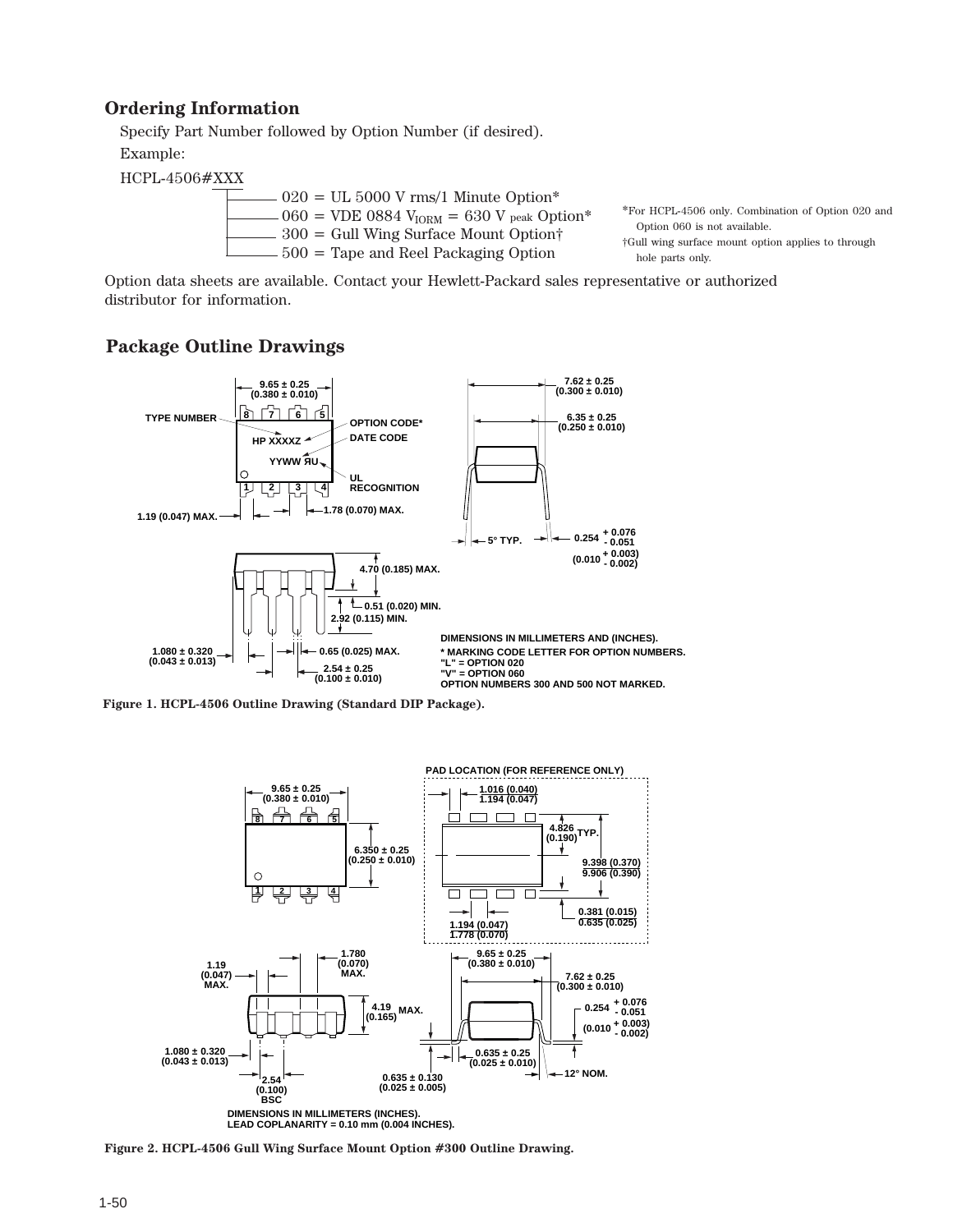## Ordering Information

Specify Part Number followed by Option Number (if desired).

Example:

HCPL-4506#XXX

- 020 = UL 5000 V rms/1 Minute Option*
- 060 = VDE 0884 $V_{IORM}$ = 630 V peak Option*
- 300 = Gull Wing Surface Mount Option†
- 500 = Tape and Reel Packaging Option

*For HCPL-4506 only. Combination of Option 020 and Option 060 is not available.

†Gull wing surface mount option applies to through hole parts only.

Option data sheets are available. Contact your Hewlett-Packard sales representative or authorized distributor for information.

## Package Outline Drawings

DIMENSIONS IN MILLIMETERS AND (INCHES).

* MARKING CODE LETTER FOR OPTION NUMBERS.
"L" = OPTION 020
"V" = OPTION 060
OPTION NUMBERS 300 AND 500 NOT MARKED.

**Figure 1. HCPL-4506 Outline Drawing (Standard DIP Package).**

DIMENSIONS IN MILLIMETERS (INCHES).
LEAD COPLANARITY = 0.10 mm (0.004 INCHES).

**Figure 2. HCPL-4506 Gull Wing Surface Mount Option #300 Outline Drawing.**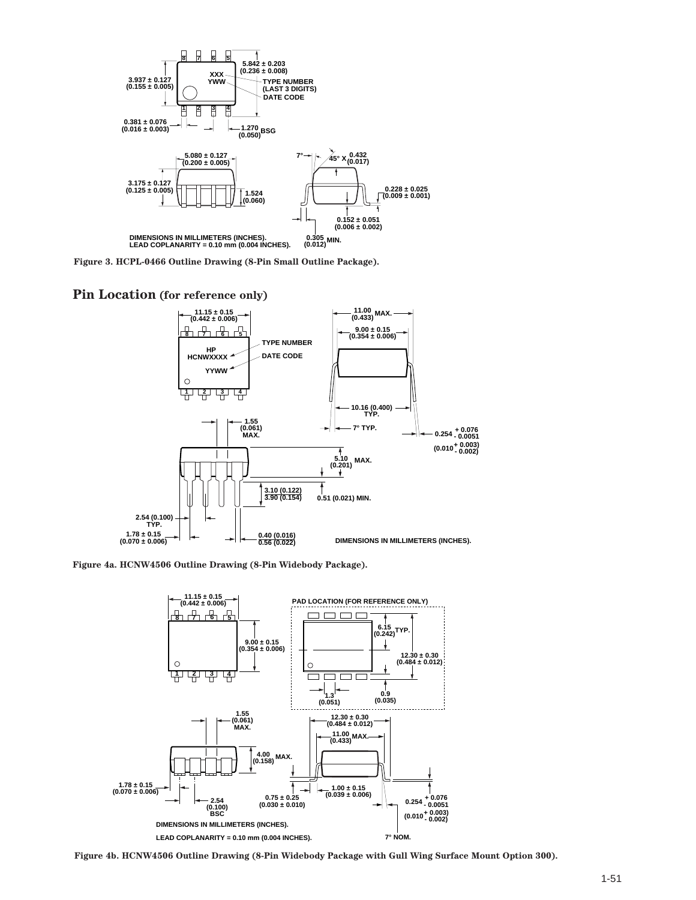DIMENSIONS IN MILLIMETERS (INCHES).
LEAD COPLANARITY = 0.10 mm (0.004 INCHES).

Figure 3. HCPL-0466 Outline Drawing (8-Pin Small Outline Package).

## Pin Location (for reference only)

DIMENSIONS IN MILLIMETERS (INCHES).

Figure 4a. HCNW4506 Outline Drawing (8-Pin Widebody Package).

PAD LOCATION (FOR REFERENCE ONLY)

DIMENSIONS IN MILLIMETERS (INCHES).

LEAD COPLANARITY = 0.10 mm (0.004 INCHES).

Figure 4b. HCNW4506 Outline Drawing (8-Pin Widebody Package with Gull Wing Surface Mount Option 300).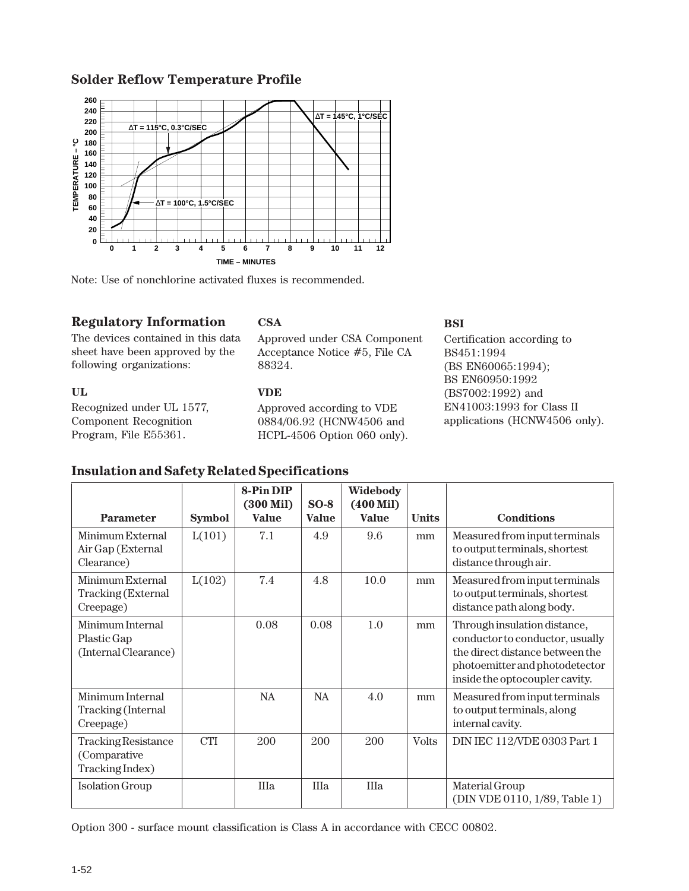## Solder Reflow Temperature Profile

Note: Use of nonchlorine activated fluxes is recommended.

## Regulatory Information

The devices contained in this data sheet have been approved by the following organizations:

**UL**

Recognized under UL 1577, Component Recognition Program, File E55361.

**CSA**

Approved under CSA Component Acceptance Notice #5, File CA 88324.

**VDE**

Approved according to VDE 0884/06.92 (HCNW4506 and HCPL-4506 Option 060 only).

**BSI**

Certification according to BS451:1994 (BS EN60065:1994); BS EN60950:1992 (BS7002:1992) and EN41003:1993 for Class II applications (HCNW4506 only).

## Insulation and Safety Related Specifications

| Parameter | Symbol | 8-Pin DIP (300 Mil) Value | SO-8 Value | Widebody (400 Mil) Value | Units | Conditions |
|---|---|---|---|---|---|---|
| Minimum External Air Gap (External Clearance) | L(101) | 7.1 | 4.9 | 9.6 | mm | Measured from input terminals to output terminals, shortest distance through air. |
| Minimum External Tracking (External Creepage) | L(102) | 7.4 | 4.8 | 10.0 | mm | Measured from input terminals to output terminals, shortest distance path along body. |
| Minimum Internal Plastic Gap (Internal Clearance) | | 0.08 | 0.08 | 1.0 | mm | Through insulation distance, conductor to conductor, usually the direct distance between the photoemitter and photodetector inside the optocoupler cavity. |
| Minimum Internal Tracking (Internal Creepage) | | NA | NA | 4.0 | mm | Measured from input terminals to output terminals, along internal cavity. |
| Tracking Resistance (Comparative Tracking Index) | CTI | 200 | 200 | 200 | Volts | DIN IEC 112/VDE 0303 Part 1 |
| Isolation Group | | IIIa | IIIa | IIIa | | Material Group (DIN VDE 0110, 1/89, Table 1) |

Option 300 - surface mount classification is Class A in accordance with CECC 00802.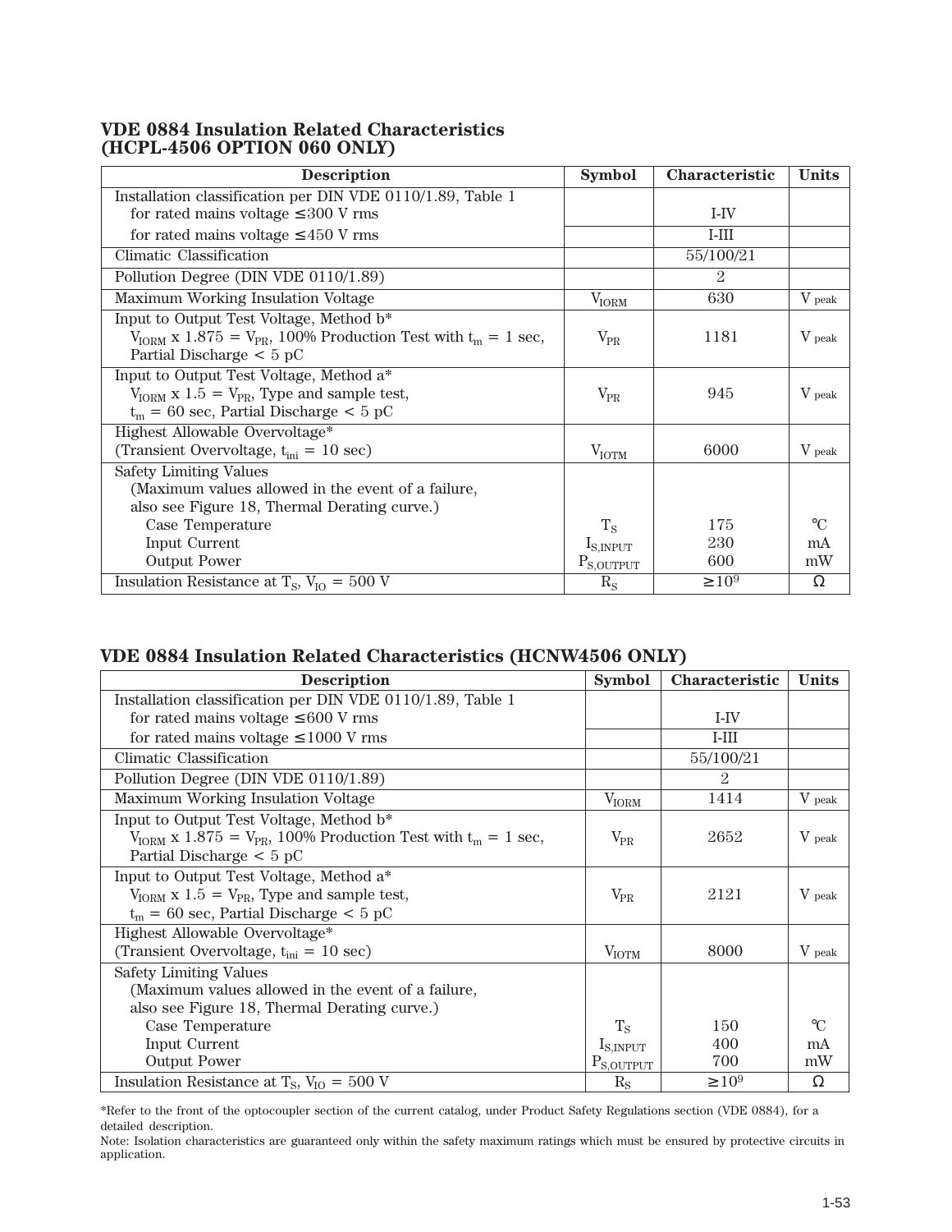## VDE 0884 Insulation Related Characteristics (HCPL-4506 OPTION 060 ONLY)

| Description | Symbol | Characteristic | Units |
|---|---|---|---|
| Installation classification per DIN VDE 0110/1.89, Table 1<br>for rated mains voltage ≤300 V rms | | I-IV | |
| for rated mains voltage ≤450 V rms | | I-III | |
| Climatic Classification | | 55/100/21 | |
| Pollution Degree (DIN VDE 0110/1.89) | | 2 | |
| Maximum Working Insulation Voltage | $V_{IORM}$ | 630 | V peak |
| Input to Output Test Voltage, Method b*<br>$V_{IORM}$ x 1.875 = $V_{PR}$, 100% Production Test with $t_m$ = 1 sec, Partial Discharge < 5 pC | $V_{PR}$ | 1181 | V peak |
| Input to Output Test Voltage, Method a*<br>$V_{IORM}$ x 1.5 = $V_{PR}$, Type and sample test, $t_m$ = 60 sec, Partial Discharge < 5 pC | $V_{PR}$ | 945 | V peak |
| Highest Allowable Overvoltage*<br>(Transient Overvoltage, $t_{ini}$ = 10 sec) | $V_{IOTM}$ | 6000 | V peak |
| Safety Limiting Values<br>(Maximum values allowed in the event of a failure, also see Figure 18, Thermal Derating curve.)<br>Case Temperature<br>Input Current<br>Output Power | <br><br>$T_S$<br>$I_{S,INPUT}$<br>$P_{S,OUTPUT}$ | <br><br>175<br>230<br>600 | <br><br>°C<br>mA<br>mW |
| Insulation Resistance at $T_S$, $V_{IO}$ = 500 V | $R_S$ | $\geq 10^9$ | Ω |

## VDE 0884 Insulation Related Characteristics (HCNW4506 ONLY)

| Description | Symbol | Characteristic | Units |
|---|---|---|---|
| Installation classification per DIN VDE 0110/1.89, Table 1<br>for rated mains voltage ≤600 V rms | | I-IV | |
| for rated mains voltage ≤1000 V rms | | I-III | |
| Climatic Classification | | 55/100/21 | |
| Pollution Degree (DIN VDE 0110/1.89) | | 2 | |
| Maximum Working Insulation Voltage | $V_{IORM}$ | 1414 | V peak |
| Input to Output Test Voltage, Method b*<br>$V_{IORM}$ x 1.875 = $V_{PR}$, 100% Production Test with $t_m$ = 1 sec, Partial Discharge < 5 pC | $V_{PR}$ | 2652 | V peak |
| Input to Output Test Voltage, Method a*<br>$V_{IORM}$ x 1.5 = $V_{PR}$, Type and sample test, $t_m$ = 60 sec, Partial Discharge < 5 pC | $V_{PR}$ | 2121 | V peak |
| Highest Allowable Overvoltage*<br>(Transient Overvoltage, $t_{ini}$ = 10 sec) | $V_{IOTM}$ | 8000 | V peak |
| Safety Limiting Values<br>(Maximum values allowed in the event of a failure, also see Figure 18, Thermal Derating curve.)<br>Case Temperature<br>Input Current<br>Output Power | <br><br>$T_S$<br>$I_{S,INPUT}$<br>$P_{S,OUTPUT}$ | <br><br>150<br>400<br>700 | <br><br>°C<br>mA<br>mW |
| Insulation Resistance at $T_S$, $V_{IO}$ = 500 V | $R_S$ | $\geq 10^9$ | Ω |

*Refer to the front of the optocoupler section of the current catalog, under Product Safety Regulations section (VDE 0884), for a detailed description.

Note: Isolation characteristics are guaranteed only within the safety maximum ratings which must be ensured by protective circuits in application.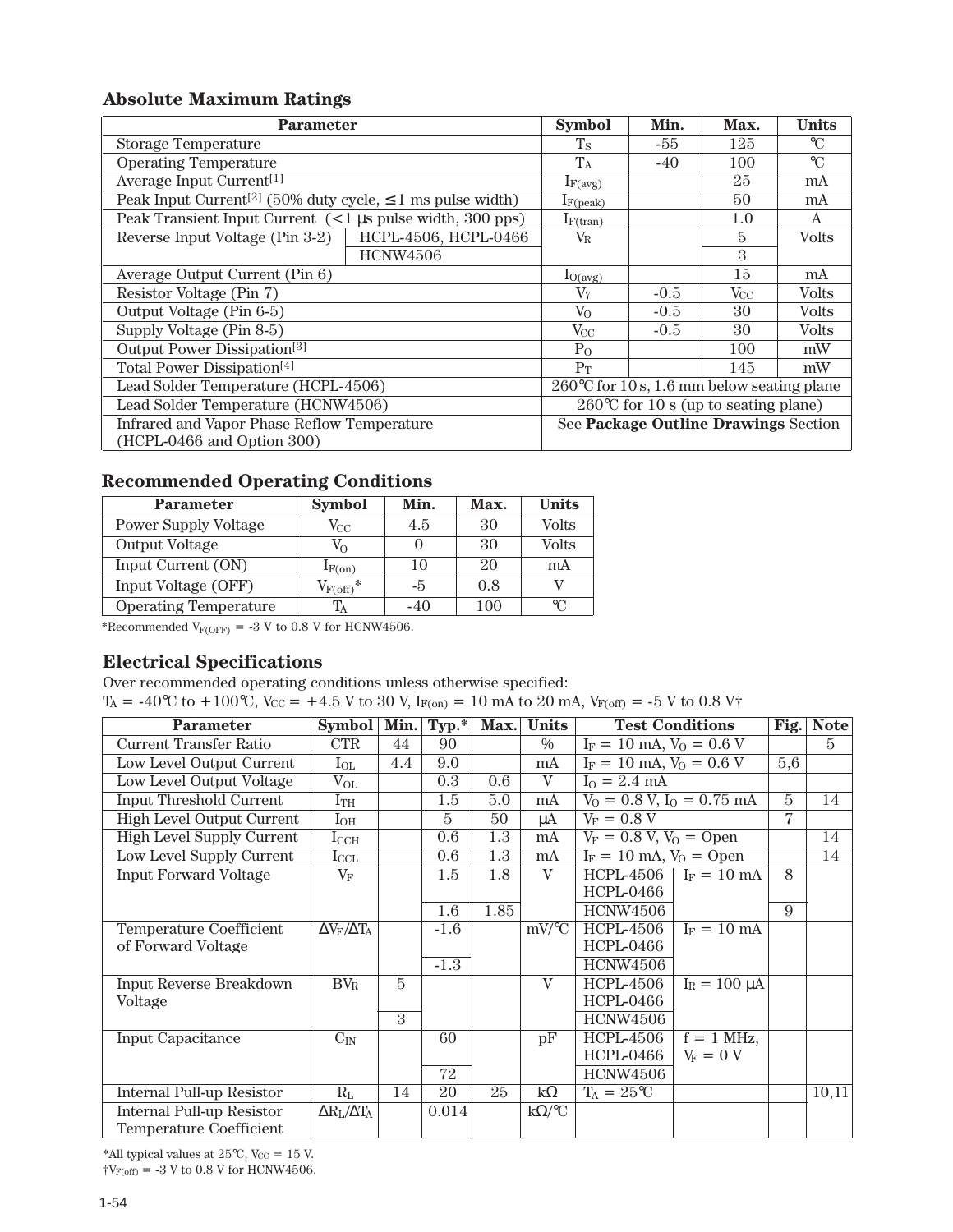## Absolute Maximum Ratings

| Parameter | | Symbol | Min. | Max. | Units |
|---|---|---|---|---|---|
| Storage Temperature | | $T_S$ | -55 | 125 | °C |
| Operating Temperature | | $T_A$ | -40 | 100 | °C |
| Average Input Current[1] | | $I_{F(avg)}$ | | 25 | mA |
| Peak Input Current[2] (50% duty cycle, ≤1 ms pulse width) | | $I_{F(peak)}$ | | 50 | mA |
| Peak Transient Input Current (<1 µs pulse width, 300 pps) | | $I_{F(tran)}$ | | 1.0 | A |
| Reverse Input Voltage (Pin 3-2) | HCPL-4506, HCPL-0466 | $V_R$ | | 5 | Volts |
| | HCNW4506 | | | 3 | |
| Average Output Current (Pin 6) | | $I_{O(avg)}$ | | 15 | mA |
| Resistor Voltage (Pin 7) | | $V_7$ | -0.5 | $V_{CC}$ | Volts |
| Output Voltage (Pin 6-5) | | $V_O$ | -0.5 | 30 | Volts |
| Supply Voltage (Pin 8-5) | | $V_{CC}$ | -0.5 | 30 | Volts |
| Output Power Dissipation[3] | | $P_O$ | | 100 | mW |
| Total Power Dissipation[4] | | $P_T$ | | 145 | mW |
| Lead Solder Temperature (HCPL-4506) | | 260°C for 10 s, 1.6 mm below seating plane | | | |
| Lead Solder Temperature (HCNW4506) | | 260°C for 10 s (up to seating plane) | | | |
| Infrared and Vapor Phase Reflow Temperature (HCPL-0466 and Option 300) | | See **Package Outline Drawings** Section | | | |

## Recommended Operating Conditions

| Parameter | Symbol | Min. | Max. | Units |
|---|---|---|---|---|
| Power Supply Voltage | $V_{CC}$ | 4.5 | 30 | Volts |
| Output Voltage | $V_O$ | 0 | 30 | Volts |
| Input Current (ON) | $I_{F(on)}$ | 10 | 20 | mA |
| Input Voltage (OFF) | $V_{F(off)}$* | -5 | 0.8 | V |
| Operating Temperature | $T_A$ | -40 | 100 | °C |

*Recommended $V_{F(OFF)}$ = -3 V to 0.8 V for HCNW4506.

## Electrical Specifications

Over recommended operating conditions unless otherwise specified:
$T_A$ = -40°C to +100°C, $V_{CC}$ = +4.5 V to 30 V, $I_{F(on)}$ = 10 mA to 20 mA, $V_{F(off)}$ = -5 V to 0.8 V†

| Parameter | Symbol | Min. | Typ.* | Max. | Units | Test Conditions | | Fig. | Note |
|---|---|---|---|---|---|---|---|---|---|
| Current Transfer Ratio | CTR | 44 | 90 | | % | $I_F$ = 10 mA, $V_O$ = 0.6 V | | | 5 |
| Low Level Output Current | $I_{OL}$ | 4.4 | 9.0 | | mA | $I_F$ = 10 mA, $V_O$ = 0.6 V | | 5,6 | |
| Low Level Output Voltage | $V_{OL}$ | | 0.3 | 0.6 | V | $I_O$ = 2.4 mA | | | |
| Input Threshold Current | $I_{TH}$ | | 1.5 | 5.0 | mA | $V_O$ = 0.8 V, $I_O$ = 0.75 mA | | 5 | 14 |
| High Level Output Current | $I_{OH}$ | | 5 | 50 | µA | $V_F$ = 0.8 V | | 7 | |
| High Level Supply Current | $I_{CCH}$ | | 0.6 | 1.3 | mA | $V_F$ = 0.8 V, $V_O$ = Open | | | 14 |
| Low Level Supply Current | $I_{CCL}$ | | 0.6 | 1.3 | mA | $I_F$ = 10 mA, $V_O$ = Open | | | 14 |
| Input Forward Voltage | $V_F$ | | 1.5 | 1.8 | V | HCPL-4506 HCPL-0466 | $I_F$ = 10 mA | 8 | |
| | | | 1.6 | 1.85 | | HCNW4506 | | 9 | |
| Temperature Coefficient of Forward Voltage | $\Delta V_F/\Delta T_A$ | | -1.6 | | mV/°C | HCPL-4506 HCPL-0466 | $I_F$ = 10 mA | | |
| | | | -1.3 | | | HCNW4506 | | | |
| Input Reverse Breakdown Voltage | $BV_R$ | 5 | | | V | HCPL-4506 HCPL-0466 | $I_R$ = 100 µA | | |
| | | 3 | | | | HCNW4506 | | | |
| Input Capacitance | $C_{IN}$ | | 60 | | pF | HCPL-4506 HCPL-0466 | f = 1 MHz, $V_F$ = 0 V | | |
| | | | 72 | | | HCNW4506 | | | |
| Internal Pull-up Resistor | $R_L$ | 14 | 20 | 25 | kΩ | $T_A$ = 25°C | | | 10,11 |
| Internal Pull-up Resistor Temperature Coefficient | $\Delta R_L/\Delta T_A$ | | 0.014 | | kΩ/°C | | | | |

*All typical values at 25°C, $V_{CC}$ = 15 V.
†$V_{F(off)}$ = -3 V to 0.8 V for HCNW4506.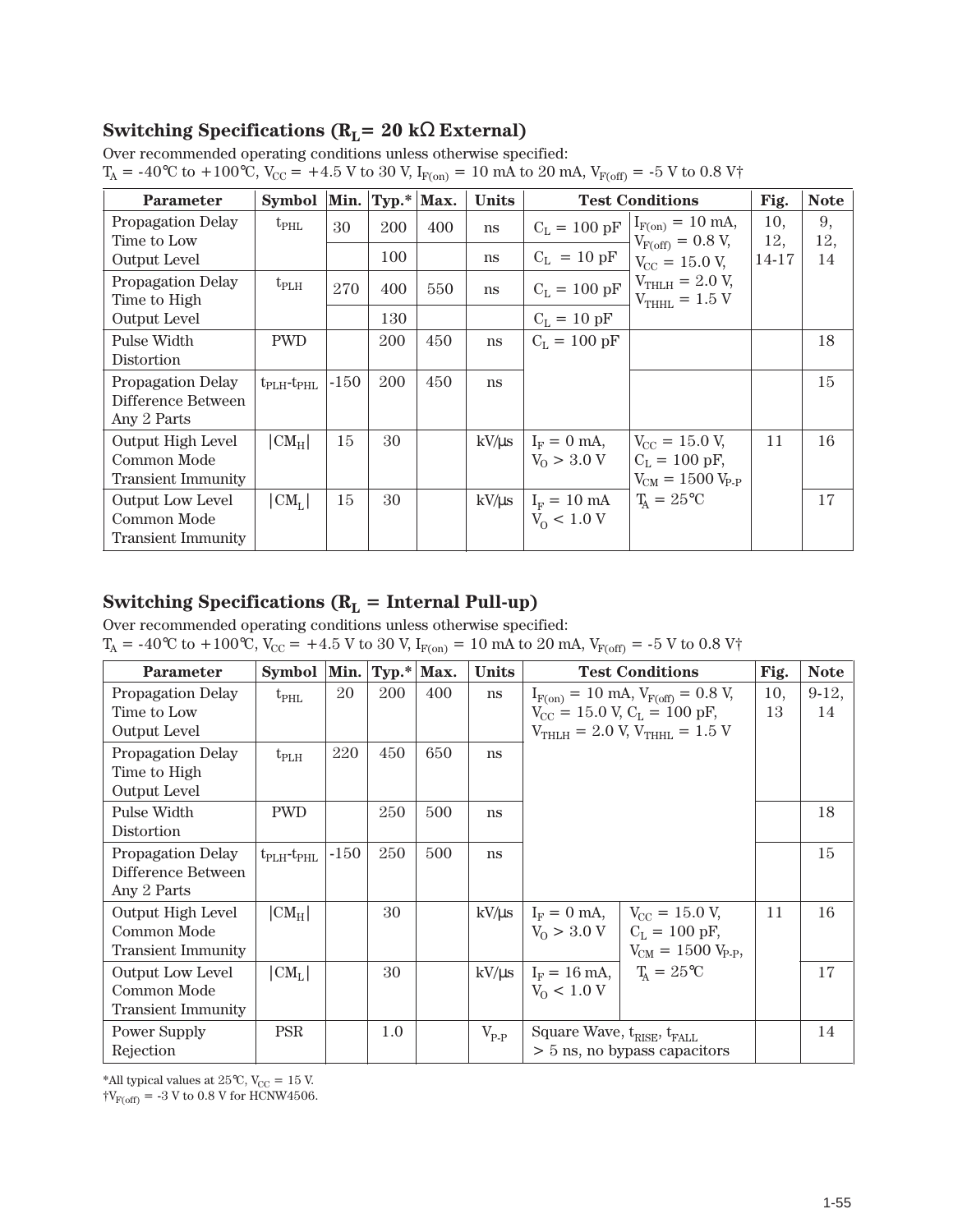## Switching Specifications ($R_L$ = 20 kΩ External)

Over recommended operating conditions unless otherwise specified:
$T_A$ = -40°C to +100°C, $V_{CC}$ = +4.5 V to 30 V, $I_{F(on)}$ = 10 mA to 20 mA, $V_{F(off)}$ = -5 V to 0.8 V†

| Parameter | Symbol | Min. | Typ.* | Max. | Units | Test Conditions | | Fig. | Note |
|---|---|---|---|---|---|---|---|---|---|
| Propagation Delay Time to Low Output Level | $t_{PHL}$ | 30 | 200 | 400 | ns | $C_L$ = 100 pF | $I_{F(on)}$ = 10 mA, $V_{F(off)}$ = 0.8 V, $V_{CC}$ = 15.0 V, $V_{THLH}$ = 2.0 V, $V_{THHL}$ = 1.5 V | 10, 12, 14-17 | 9, 12, 14 |
| | | | 100 | | ns | $C_L$ = 10 pF | | | |
| Propagation Delay Time to High Output Level | $t_{PLH}$ | 270 | 400 | 550 | ns | $C_L$ = 100 pF | | | |
| | | | 130 | | | $C_L$ = 10 pF | | | |
| Pulse Width Distortion | PWD | | 200 | 450 | ns | $C_L$ = 100 pF | | | 18 |
| Propagation Delay Difference Between Any 2 Parts | $t_{PLH}$-$t_{PHL}$ | -150 | 200 | 450 | ns | | | | 15 |
| Output High Level Common Mode Transient Immunity | $\|CM_H\|$ | 15 | 30 | | kV/μs | $I_F$ = 0 mA, $V_O$ > 3.0 V | $V_{CC}$ = 15.0 V, $C_L$ = 100 pF, $V_{CM}$ = 1500 $V_{P-P}$ $T_A$ = 25°C | 11 | 16 |
| Output Low Level Common Mode Transient Immunity | $\|CM_L\|$ | 15 | 30 | | kV/μs | $I_F$ = 10 mA $V_O$ < 1.0 V | | | 17 |

## Switching Specifications ($R_L$ = Internal Pull-up)

Over recommended operating conditions unless otherwise specified:
$T_A$ = -40°C to +100°C, $V_{CC}$ = +4.5 V to 30 V, $I_{F(on)}$ = 10 mA to 20 mA, $V_{F(off)}$ = -5 V to 0.8 V†

| Parameter | Symbol | Min. | Typ.* | Max. | Units | Test Conditions | | Fig. | Note |
|---|---|---|---|---|---|---|---|---|---|
| Propagation Delay Time to Low Output Level | $t_{PHL}$ | 20 | 200 | 400 | ns | $I_{F(on)}$ = 10 mA, $V_{F(off)}$ = 0.8 V, $V_{CC}$ = 15.0 V, $C_L$ = 100 pF, $V_{THLH}$ = 2.0 V, $V_{THHL}$ = 1.5 V | | 10, 13 | 9-12, 14 |
| Propagation Delay Time to High Output Level | $t_{PLH}$ | 220 | 450 | 650 | ns | | | | |
| Pulse Width Distortion | PWD | | 250 | 500 | ns | | | | 18 |
| Propagation Delay Difference Between Any 2 Parts | $t_{PLH}$-$t_{PHL}$ | -150 | 250 | 500 | ns | | | | 15 |
| Output High Level Common Mode Transient Immunity | $\|CM_H\|$ | | 30 | | kV/μs | $I_F$ = 0 mA, $V_O$ > 3.0 V | $V_{CC}$ = 15.0 V, $C_L$ = 100 pF, $V_{CM}$ = 1500 $V_{P-P}$, $T_A$ = 25°C | 11 | 16 |
| Output Low Level Common Mode Transient Immunity | $\|CM_L\|$ | | 30 | | kV/μs | $I_F$ = 16 mA, $V_O$ < 1.0 V | | | 17 |
| Power Supply Rejection | PSR | | 1.0 | | $V_{P-P}$ | Square Wave, $t_{RISE}$, $t_{FALL}$ > 5 ns, no bypass capacitors | | | 14 |

*All typical values at 25°C, $V_{CC}$ = 15 V.
†$V_{F(off)}$ = -3 V to 0.8 V for HCNW4506.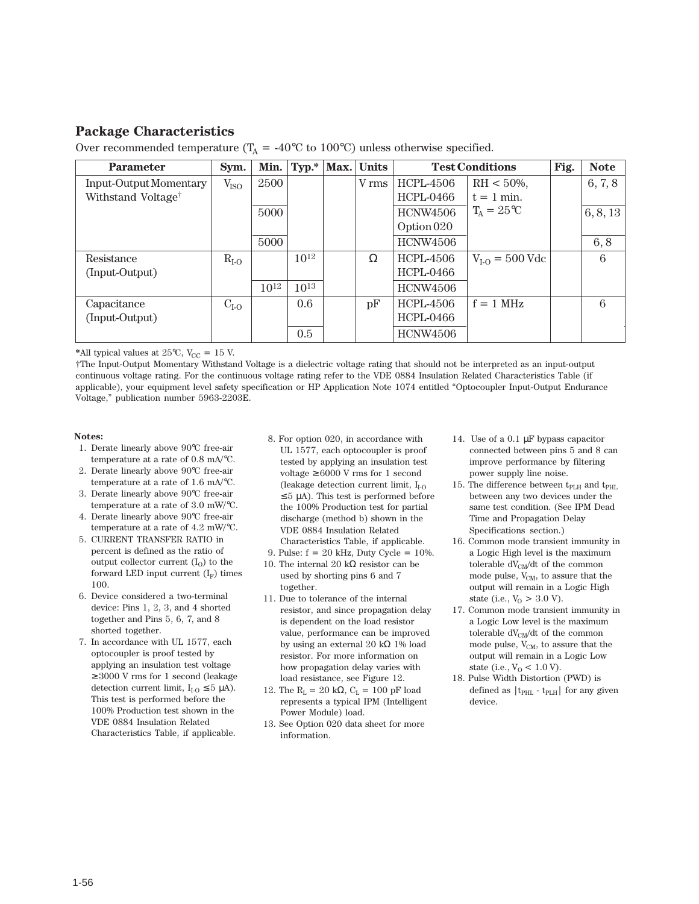## Package Characteristics

Over recommended temperature ($T_A$ = -40°C to 100°C) unless otherwise specified.

| Parameter | Sym. | Min. | Typ.* | Max. | Units | Test Conditions | | Fig. | Note |
|---|---|---|---|---|---|---|---|---|---|
| Input-Output Momentary Withstand Voltage† | $V_{ISO}$ | 2500 | | | V rms | HCPL-4506 HCPL-0466 | RH < 50%, t = 1 min. $T_A$ = 25°C | | 6, 7, 8 |
| | | 5000 | | | | HCNW4506 Option 020 | | | 6, 8, 13 |
| | | 5000 | | | | HCNW4506 | | | 6, 8 |
| Resistance (Input-Output) | $R_{I-O}$ | | $10^{12}$ | | Ω | HCPL-4506 HCPL-0466 | $V_{I-O}$ = 500 Vdc | | 6 |
| | | $10^{12}$ | $10^{13}$ | | | HCNW4506 | | | |
| Capacitance (Input-Output) | $C_{I-O}$ | | 0.6 | | pF | HCPL-4506 HCPL-0466 | f = 1 MHz | | 6 |
| | | | 0.5 | | | HCNW4506 | | | |

*All typical values at 25°C, $V_{CC}$ = 15 V.

†The Input-Output Momentary Withstand Voltage is a dielectric voltage rating that should not be interpreted as an input-output continuous voltage rating. For the continuous voltage rating refer to the VDE 0884 Insulation Related Characteristics Table (if applicable), your equipment level safety specification or HP Application Note 1074 entitled "Optocoupler Input-Output Endurance Voltage," publication number 5963-2203E.

**Notes:**

1. Derate linearly above 90°C free-air temperature at a rate of 0.8 mA/°C.
2. Derate linearly above 90°C free-air temperature at a rate of 1.6 mA/°C.
3. Derate linearly above 90°C free-air temperature at a rate of 3.0 mW/°C.
4. Derate linearly above 90°C free-air temperature at a rate of 4.2 mW/°C.
5. CURRENT TRANSFER RATIO in percent is defined as the ratio of output collector current ($I_O$) to the forward LED input current ($I_F$) times 100.
6. Device considered a two-terminal device: Pins 1, 2, 3, and 4 shorted together and Pins 5, 6, 7, and 8 shorted together.
7. In accordance with UL 1577, each optocoupler is proof tested by applying an insulation test voltage ≥3000 V rms for 1 second (leakage detection current limit, $I_{I-O}$ ≤5 μA). This test is performed before the 100% Production test shown in the VDE 0884 Insulation Related Characteristics Table, if applicable.
8. For option 020, in accordance with UL 1577, each optocoupler is proof tested by applying an insulation test voltage ≥6000 V rms for 1 second (leakage detection current limit, $I_{I-O}$ ≤5 μA). This test is performed before the 100% Production test for partial discharge (method b) shown in the VDE 0884 Insulation Related Characteristics Table, if applicable.
9. Pulse: f = 20 kHz, Duty Cycle = 10%.
10. The internal 20 kΩ resistor can be used by shorting pins 6 and 7 together.
11. Due to tolerance of the internal resistor, and since propagation delay is dependent on the load resistor value, performance can be improved by using an external 20 kΩ 1% load resistor. For more information on how propagation delay varies with load resistance, see Figure 12.
12. The $R_L$ = 20 kΩ, $C_L$ = 100 pF load represents a typical IPM (Intelligent Power Module) load.
13. See Option 020 data sheet for more information.
14. Use of a 0.1 μF bypass capacitor connected between pins 5 and 8 can improve performance by filtering power supply line noise.
15. The difference between $t_{PLH}$ and $t_{PHL}$ between any two devices under the same test condition. (See IPM Dead Time and Propagation Delay Specifications section.)
16. Common mode transient immunity in a Logic High level is the maximum tolerable $dV_{CM}/dt$ of the common mode pulse, $V_{CM}$, to assure that the output will remain in a Logic High state (i.e., $V_O$ > 3.0 V).
17. Common mode transient immunity in a Logic Low level is the maximum tolerable $dV_{CM}/dt$ of the common mode pulse, $V_{CM}$, to assure that the output will remain in a Logic Low state (i.e., $V_O$ < 1.0 V).
18. Pulse Width Distortion (PWD) is defined as $|t_{PHL} - t_{PLH}|$ for any given device.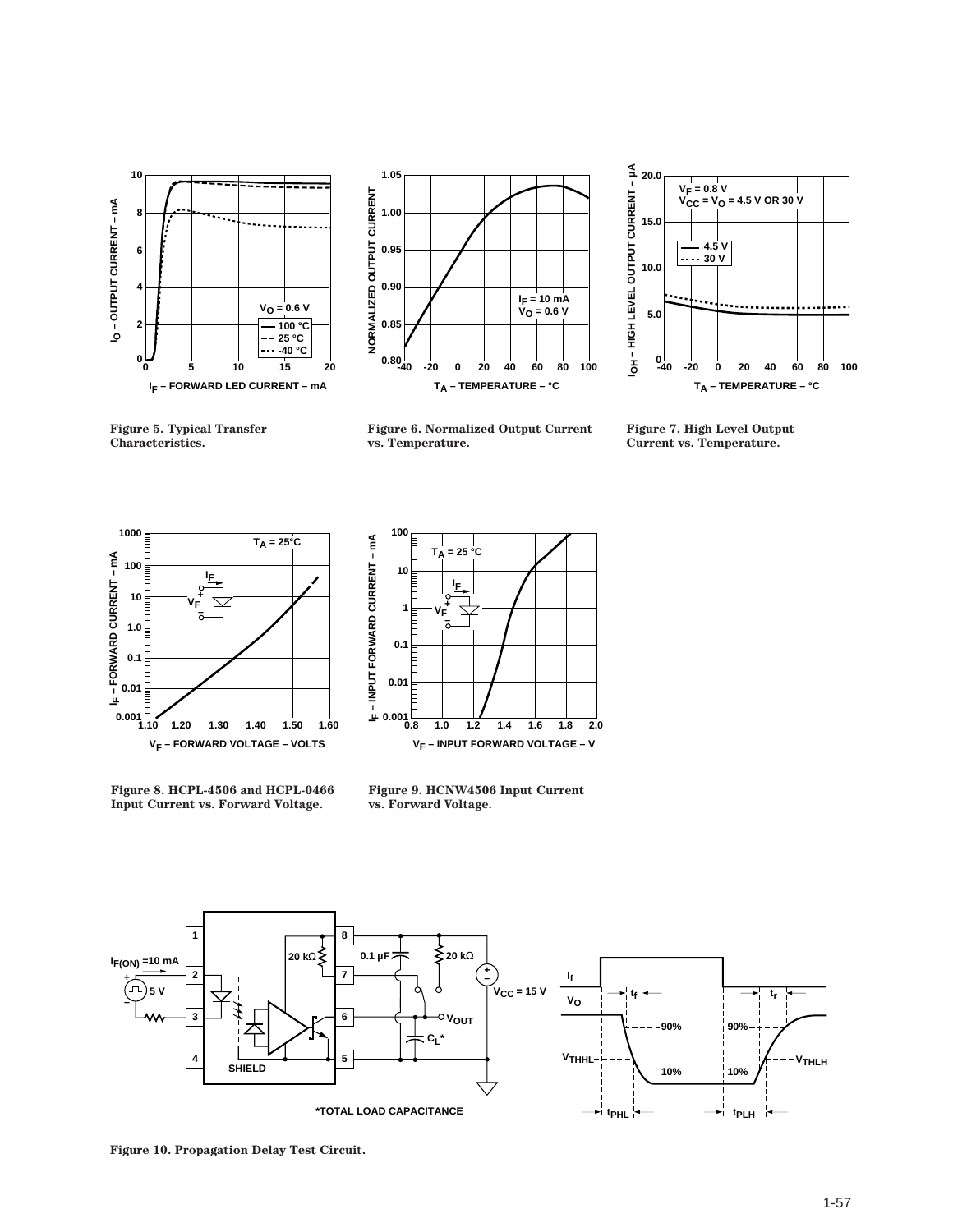Figure 5. Typical Transfer Characteristics.

Figure 6. Normalized Output Current vs. Temperature.

Figure 7. High Level Output Current vs. Temperature.

Figure 8. HCPL-4506 and HCPL-0466 Input Current vs. Forward Voltage.

Figure 9. HCNW4506 Input Current vs. Forward Voltage.

Figure 10. Propagation Delay Test Circuit.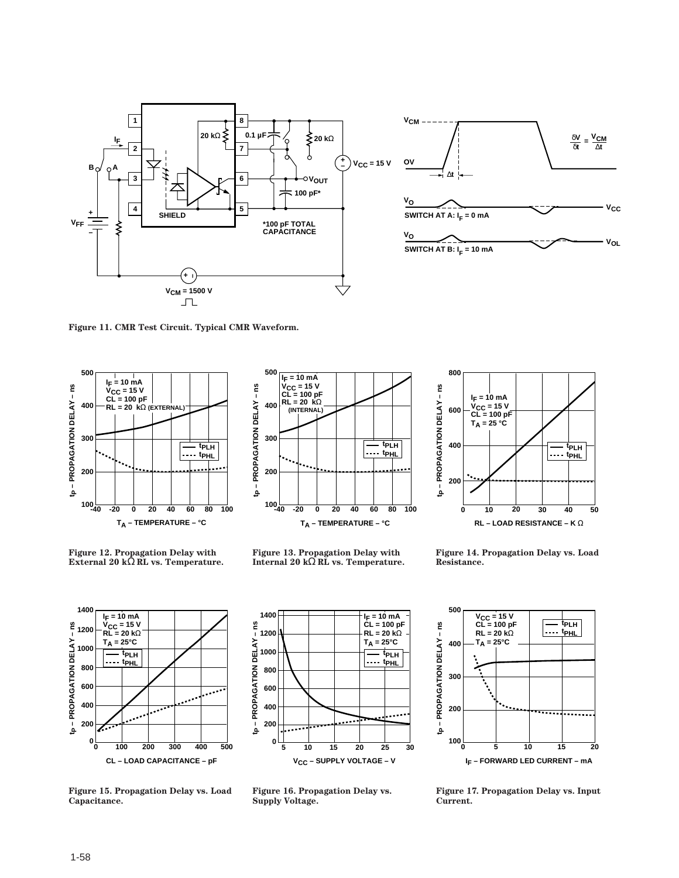Figure 11. CMR Test Circuit. Typical CMR Waveform.

Figure 12. Propagation Delay with External 20 kΩ RL vs. Temperature.

Figure 13. Propagation Delay with Internal 20 kΩ RL vs. Temperature.

Figure 14. Propagation Delay vs. Load Resistance.

Figure 15. Propagation Delay vs. Load Capacitance.

Figure 16. Propagation Delay vs. Supply Voltage.

Figure 17. Propagation Delay vs. Input Current.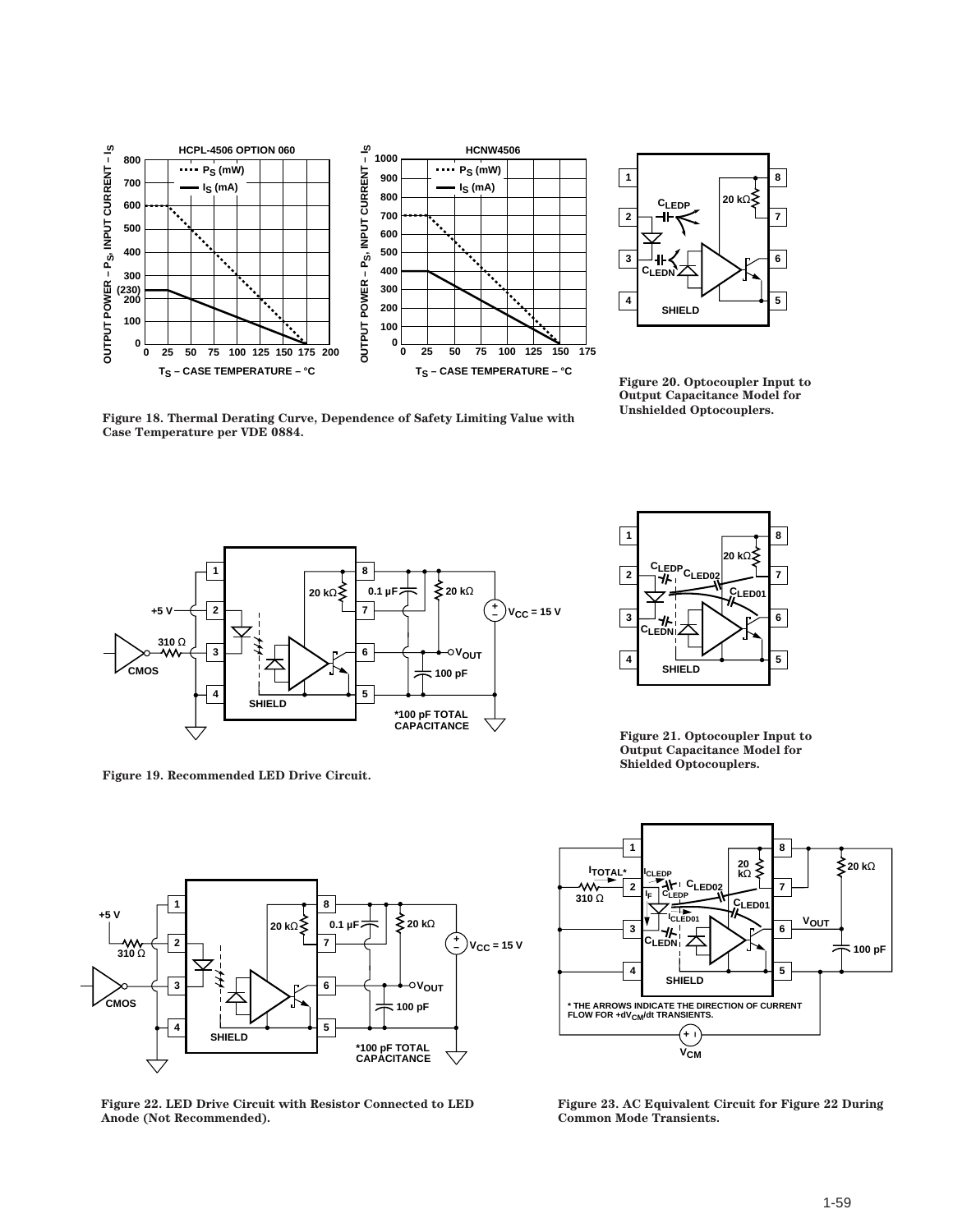Figure 18. Thermal Derating Curve, Dependence of Safety Limiting Value with Case Temperature per VDE 0884.

Figure 20. Optocoupler Input to Output Capacitance Model for Unshielded Optocouplers.

Figure 19. Recommended LED Drive Circuit.

Figure 21. Optocoupler Input to Output Capacitance Model for Shielded Optocouplers.

Figure 22. LED Drive Circuit with Resistor Connected to LED Anode (Not Recommended).

Figure 23. AC Equivalent Circuit for Figure 22 During Common Mode Transients.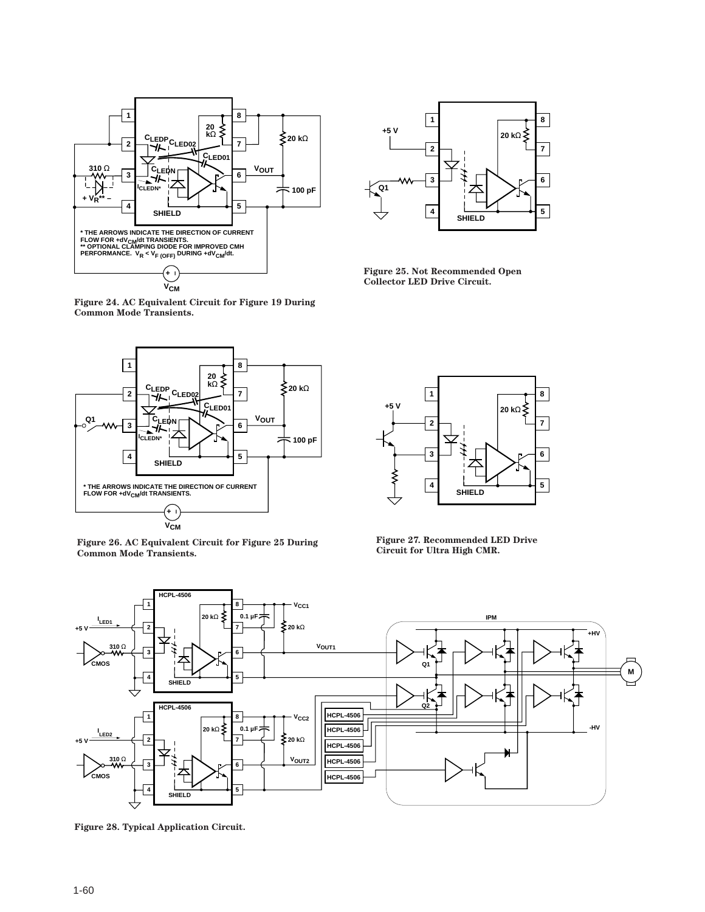* THE ARROWS INDICATE THE DIRECTION OF CURRENT FLOW FOR $+dV_{CM}/dt$ TRANSIENTS.
** OPTIONAL CLAMPING DIODE FOR IMPROVED CMH PERFORMANCE. $V_R < V_{F\,(OFF)}$ DURING $+dV_{CM}/dt$.

**Figure 24. AC Equivalent Circuit for Figure 19 During Common Mode Transients.**

**Figure 25. Not Recommended Open Collector LED Drive Circuit.**

* THE ARROWS INDICATE THE DIRECTION OF CURRENT FLOW FOR $+dV_{CM}/dt$ TRANSIENTS.

**Figure 26. AC Equivalent Circuit for Figure 25 During Common Mode Transients.**

**Figure 27. Recommended LED Drive Circuit for Ultra High CMR.**

**Figure 28. Typical Application Circuit.**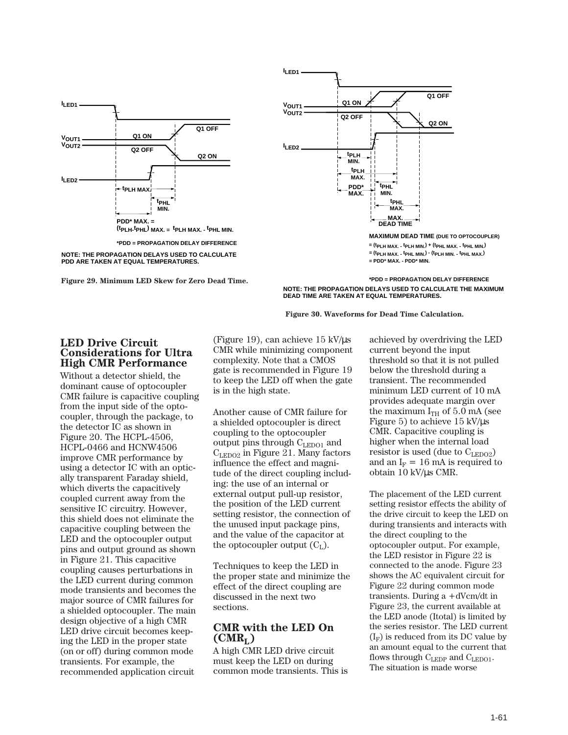PDD* MAX. = $(t_{PLH}-t_{PHL})_{MAX.} = t_{PLH\,MAX.} - t_{PHL\,MIN.}$

*PDD = PROPAGATION DELAY DIFFERENCE

NOTE: THE PROPAGATION DELAYS USED TO CALCULATE PDD ARE TAKEN AT EQUAL TEMPERATURES.

**Figure 29. Minimum LED Skew for Zero Dead Time.**

MAXIMUM DEAD TIME (DUE TO OPTOCOUPLER)

$= (t_{PLH\,MAX.} - t_{PLH\,MIN.}) + (t_{PHL\,MAX.} - t_{PHL\,MIN.})$

$= (t_{PLH\,MAX.} - t_{PHL\,MIN.}) - (t_{PLH\,MIN.} - t_{PHL\,MAX.})$

$=$ PDD* MAX. $-$ PDD* MIN.

*PDD = PROPAGATION DELAY DIFFERENCE

NOTE: THE PROPAGATION DELAYS USED TO CALCULATE THE MAXIMUM DEAD TIME ARE TAKEN AT EQUAL TEMPERATURES.

**Figure 30. Waveforms for Dead Time Calculation.**

## LED Drive Circuit Considerations for Ultra High CMR Performance

Without a detector shield, the dominant cause of optocoupler CMR failure is capacitive coupling from the input side of the optocoupler, through the package, to the detector IC as shown in Figure 20. The HCPL-4506, HCPL-0466 and HCNW4506 improve CMR performance by using a detector IC with an optically transparent Faraday shield, which diverts the capacitively coupled current away from the sensitive IC circuitry. However, this shield does not eliminate the capacitive coupling between the LED and the optocoupler output pins and output ground as shown in Figure 21. This capacitive coupling causes perturbations in the LED current during common mode transients and becomes the major source of CMR failures for a shielded optocoupler. The main design objective of a high CMR LED drive circuit becomes keeping the LED in the proper state (on or off) during common mode transients. For example, the recommended application circuit (Figure 19), can achieve 15 kV/µs CMR while minimizing component complexity. Note that a CMOS gate is recommended in Figure 19 to keep the LED off when the gate is in the high state.

Another cause of CMR failure for a shielded optocoupler is direct coupling to the optocoupler output pins through $C_{LEDO1}$ and $C_{LEDO2}$ in Figure 21. Many factors influence the effect and magnitude of the direct coupling including: the use of an internal or external output pull-up resistor, the position of the LED current setting resistor, the connection of the unused input package pins, and the value of the capacitor at the optocoupler output ($C_L$).

Techniques to keep the LED in the proper state and minimize the effect of the direct coupling are discussed in the next two sections.

## CMR with the LED On ($CMR_L$)

A high CMR LED drive circuit must keep the LED on during common mode transients. This is achieved by overdriving the LED current beyond the input threshold so that it is not pulled below the threshold during a transient. The recommended minimum LED current of 10 mA provides adequate margin over the maximum $I_{TH}$ of 5.0 mA (see Figure 5) to achieve 15 kV/µs CMR. Capacitive coupling is higher when the internal load resistor is used (due to $C_{LEDO2}$) and an $I_F$ = 16 mA is required to obtain 10 kV/µs CMR.

The placement of the LED current setting resistor effects the ability of the drive circuit to keep the LED on during transients and interacts with the direct coupling to the optocoupler output. For example, the LED resistor in Figure 22 is connected to the anode. Figure 23 shows the AC equivalent circuit for Figure 22 during common mode transients. During a +dVcm/dt in Figure 23, the current available at the LED anode (Itotal) is limited by the series resistor. The LED current ($I_F$) is reduced from its DC value by an amount equal to the current that flows through $C_{LEDP}$ and $C_{LEDO1}$. The situation is made worse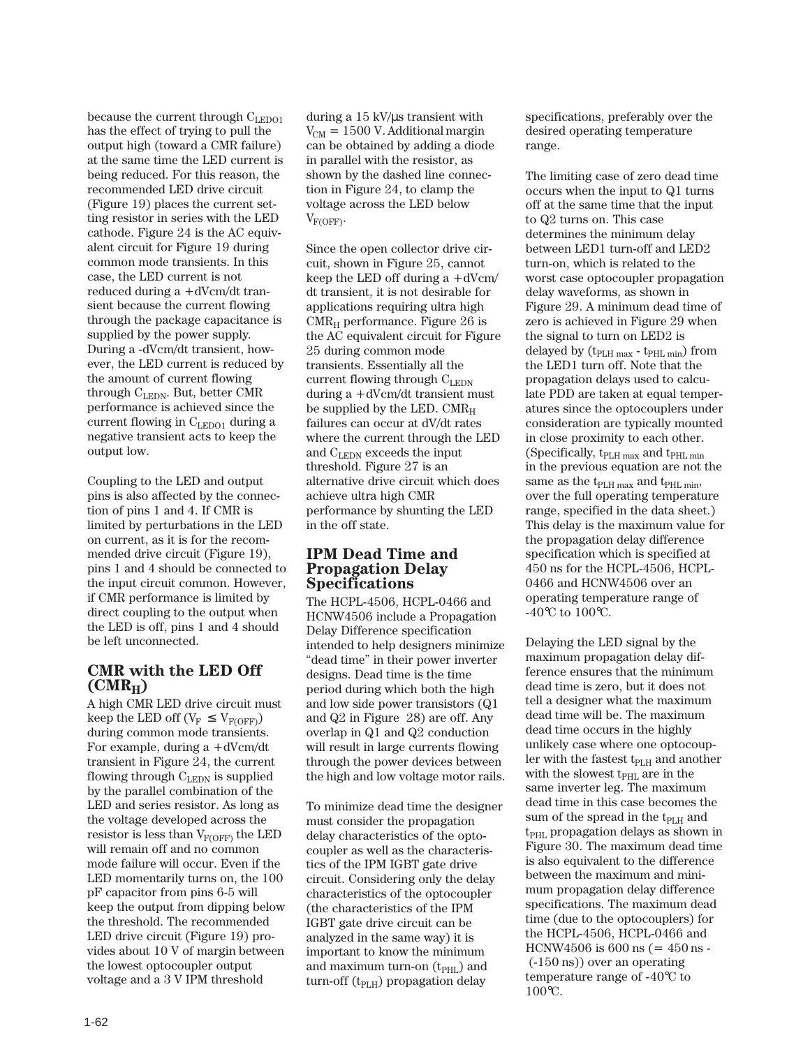because the current through $C_{LEDO1}$ has the effect of trying to pull the output high (toward a CMR failure) at the same time the LED current is being reduced. For this reason, the recommended LED drive circuit (Figure 19) places the current setting resistor in series with the LED cathode. Figure 24 is the AC equivalent circuit for Figure 19 during common mode transients. In this case, the LED current is not reduced during a +dVcm/dt transient because the current flowing through the package capacitance is supplied by the power supply. During a -dVcm/dt transient, however, the LED current is reduced by the amount of current flowing through $C_{LEDN}$. But, better CMR performance is achieved since the current flowing in $C_{LEDO1}$ during a negative transient acts to keep the output low.

Coupling to the LED and output pins is also affected by the connection of pins 1 and 4. If CMR is limited by perturbations in the LED on current, as it is for the recommended drive circuit (Figure 19), pins 1 and 4 should be connected to the input circuit common. However, if CMR performance is limited by direct coupling to the output when the LED is off, pins 1 and 4 should be left unconnected.

## CMR with the LED Off ($CMR_H$)

A high CMR LED drive circuit must keep the LED off ($V_F \leq V_{F(OFF)}$) during common mode transients. For example, during a +dVcm/dt transient in Figure 24, the current flowing through $C_{LEDN}$ is supplied by the parallel combination of the LED and series resistor. As long as the voltage developed across the resistor is less than $V_{F(OFF)}$ the LED will remain off and no common mode failure will occur. Even if the LED momentarily turns on, the 100 pF capacitor from pins 6-5 will keep the output from dipping below the threshold. The recommended LED drive circuit (Figure 19) provides about 10 V of margin between the lowest optocoupler output voltage and a 3 V IPM threshold during a 15 kV/µs transient with $V_{CM}$ = 1500 V. Additional margin can be obtained by adding a diode in parallel with the resistor, as shown by the dashed line connection in Figure 24, to clamp the voltage across the LED below $V_{F(OFF)}$.

Since the open collector drive circuit, shown in Figure 25, cannot keep the LED off during a +dVcm/dt transient, it is not desirable for applications requiring ultra high $CMR_H$ performance. Figure 26 is the AC equivalent circuit for Figure 25 during common mode transients. Essentially all the current flowing through $C_{LEDN}$ during a +dVcm/dt transient must be supplied by the LED. $CMR_H$ failures can occur at dV/dt rates where the current through the LED and $C_{LEDN}$ exceeds the input threshold. Figure 27 is an alternative drive circuit which does achieve ultra high CMR performance by shunting the LED in the off state.

## IPM Dead Time and Propagation Delay Specifications

The HCPL-4506, HCPL-0466 and HCNW4506 include a Propagation Delay Difference specification intended to help designers minimize "dead time" in their power inverter designs. Dead time is the time period during which both the high and low side power transistors (Q1 and Q2 in Figure 28) are off. Any overlap in Q1 and Q2 conduction will result in large currents flowing through the power devices between the high and low voltage motor rails.

To minimize dead time the designer must consider the propagation delay characteristics of the optocoupler as well as the characteristics of the IPM IGBT gate drive circuit. Considering only the delay characteristics of the optocoupler (the characteristics of the IPM IGBT gate drive circuit can be analyzed in the same way) it is important to know the minimum and maximum turn-on ($t_{PHL}$) and turn-off ($t_{PLH}$) propagation delay specifications, preferably over the desired operating temperature range.

The limiting case of zero dead time occurs when the input to Q1 turns off at the same time that the input to Q2 turns on. This case determines the minimum delay between LED1 turn-off and LED2 turn-on, which is related to the worst case optocoupler propagation delay waveforms, as shown in Figure 29. A minimum dead time of zero is achieved in Figure 29 when the signal to turn on LED2 is delayed by ($t_{PLH\,max}$ - $t_{PHL\,min}$) from the LED1 turn off. Note that the propagation delays used to calculate PDD are taken at equal temperatures since the optocouplers under consideration are typically mounted in close proximity to each other. (Specifically, $t_{PLH\,max}$ and $t_{PHL\,min}$ in the previous equation are not the same as the $t_{PLH\,max}$ and $t_{PHL\,min}$, over the full operating temperature range, specified in the data sheet.) This delay is the maximum value for the propagation delay difference specification which is specified at 450 ns for the HCPL-4506, HCPL-0466 and HCNW4506 over an operating temperature range of -40°C to 100°C.

Delaying the LED signal by the maximum propagation delay difference ensures that the minimum dead time is zero, but it does not tell a designer what the maximum dead time will be. The maximum dead time occurs in the highly unlikely case where one optocoupler with the fastest $t_{PLH}$ and another with the slowest $t_{PHL}$ are in the same inverter leg. The maximum dead time in this case becomes the sum of the spread in the $t_{PLH}$ and $t_{PHL}$ propagation delays as shown in Figure 30. The maximum dead time is also equivalent to the difference between the maximum and minimum propagation delay difference specifications. The maximum dead time (due to the optocouplers) for the HCPL-4506, HCPL-0466 and HCNW4506 is 600 ns (= 450 ns - (-150 ns)) over an operating temperature range of -40°C to 100°C.